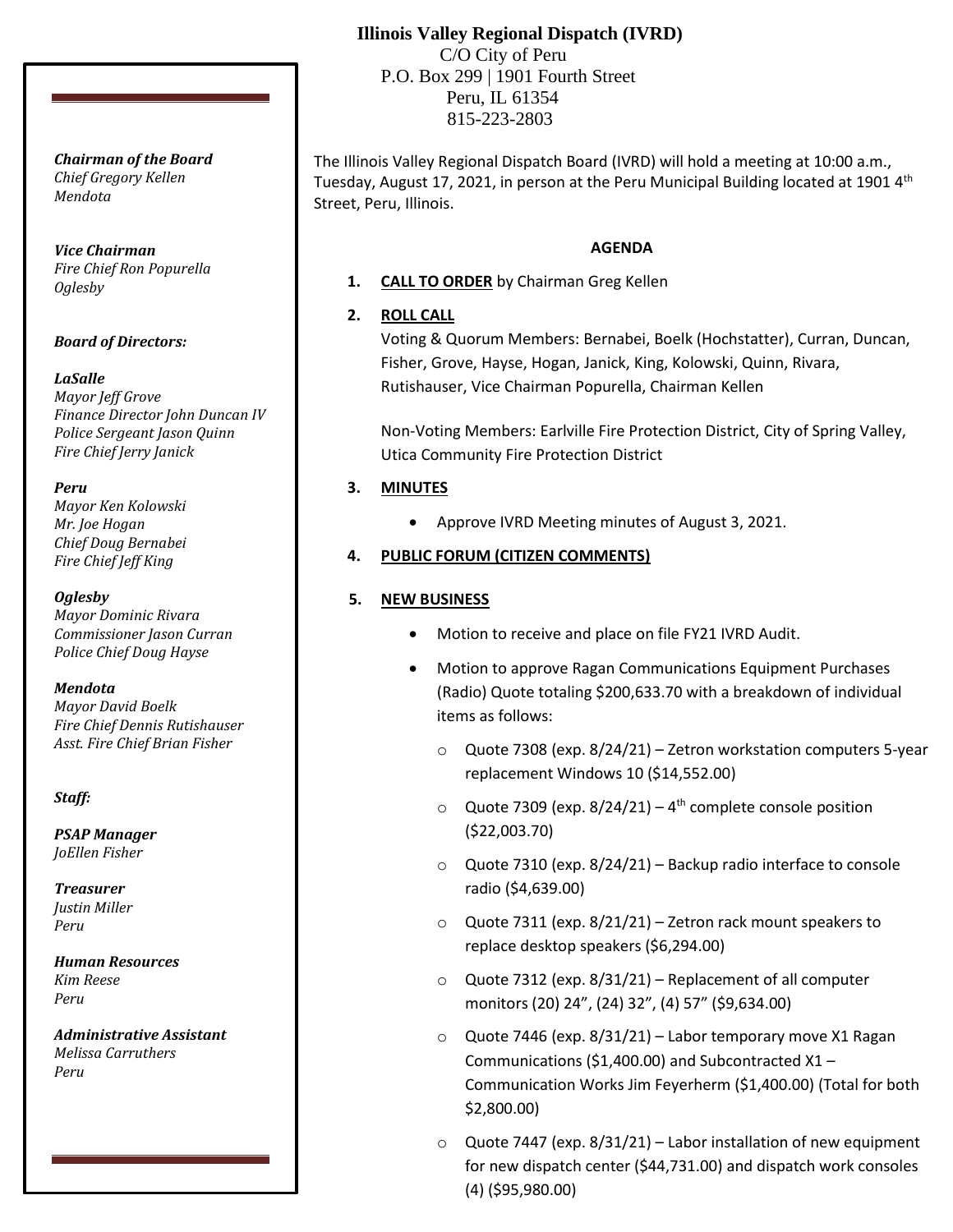# Illinois Valley Regional Dispatch (IVRD)

C/O City of Peru
P.O. Box 299 | 1901 Fourth Street
Peru, IL 61354
815-223-2803

***Chairman of the Board***
*Chief Gregory Kellen*
*Mendota*

***Vice Chairman***
*Fire Chief Ron Popurella*
*Oglesby*

***Board of Directors:***

***LaSalle***
*Mayor Jeff Grove*
*Finance Director John Duncan IV*
*Police Sergeant Jason Quinn*
*Fire Chief Jerry Janick*

***Peru***
*Mayor Ken Kolowski*
*Mr. Joe Hogan*
*Chief Doug Bernabei*
*Fire Chief Jeff King*

***Oglesby***
*Mayor Dominic Rivara*
*Commissioner Jason Curran*
*Police Chief Doug Hayse*

***Mendota***
*Mayor David Boelk*
*Fire Chief Dennis Rutishauser*
*Asst. Fire Chief Brian Fisher*

***Staff:***

***PSAP Manager***
*JoEllen Fisher*

***Treasurer***
*Justin Miller*
*Peru*

***Human Resources***
*Kim Reese*
*Peru*

***Administrative Assistant***
*Melissa Carruthers*
*Peru*

The Illinois Valley Regional Dispatch Board (IVRD) will hold a meeting at 10:00 a.m., Tuesday, August 17, 2021, in person at the Peru Municipal Building located at 1901 4th Street, Peru, Illinois.

**AGENDA**

1. **CALL TO ORDER** by Chairman Greg Kellen

2. **ROLL CALL**

   Voting & Quorum Members: Bernabei, Boelk (Hochstatter), Curran, Duncan, Fisher, Grove, Hayse, Hogan, Janick, King, Kolowski, Quinn, Rivara, Rutishauser, Vice Chairman Popurella, Chairman Kellen

   Non-Voting Members: Earlville Fire Protection District, City of Spring Valley, Utica Community Fire Protection District

3. **MINUTES**
   - Approve IVRD Meeting minutes of August 3, 2021.

4. **PUBLIC FORUM (CITIZEN COMMENTS)**

5. **NEW BUSINESS**
   - Motion to receive and place on file FY21 IVRD Audit.
   - Motion to approve Ragan Communications Equipment Purchases (Radio) Quote totaling $200,633.70 with a breakdown of individual items as follows:
     - Quote 7308 (exp. 8/24/21) – Zetron workstation computers 5-year replacement Windows 10 ($14,552.00)
     - Quote 7309 (exp. 8/24/21) – 4th complete console position ($22,003.70)
     - Quote 7310 (exp. 8/24/21) – Backup radio interface to console radio ($4,639.00)
     - Quote 7311 (exp. 8/21/21) – Zetron rack mount speakers to replace desktop speakers ($6,294.00)
     - Quote 7312 (exp. 8/31/21) – Replacement of all computer monitors (20) 24", (24) 32", (4) 57" ($9,634.00)
     - Quote 7446 (exp. 8/31/21) – Labor temporary move X1 Ragan Communications ($1,400.00) and Subcontracted X1 – Communication Works Jim Feyerherm ($1,400.00) (Total for both $2,800.00)
     - Quote 7447 (exp. 8/31/21) – Labor installation of new equipment for new dispatch center ($44,731.00) and dispatch work consoles (4) ($95,980.00)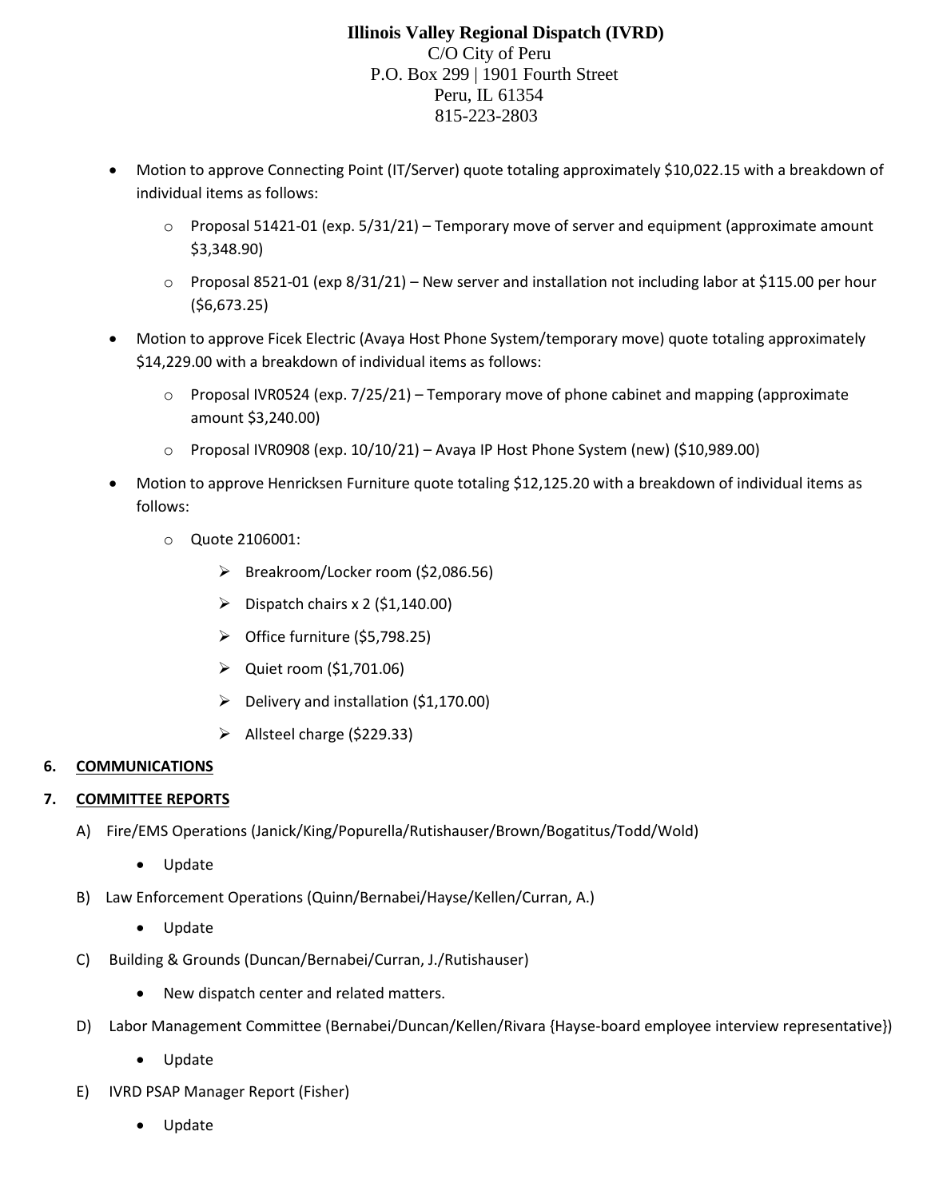**Illinois Valley Regional Dispatch (IVRD)**
C/O City of Peru
P.O. Box 299 | 1901 Fourth Street
Peru, IL 61354
815-223-2803

- Motion to approve Connecting Point (IT/Server) quote totaling approximately $10,022.15 with a breakdown of individual items as follows:
  - Proposal 51421-01 (exp. 5/31/21) – Temporary move of server and equipment (approximate amount $3,348.90)
  - Proposal 8521-01 (exp 8/31/21) – New server and installation not including labor at $115.00 per hour ($6,673.25)
- Motion to approve Ficek Electric (Avaya Host Phone System/temporary move) quote totaling approximately $14,229.00 with a breakdown of individual items as follows:
  - Proposal IVR0524 (exp. 7/25/21) – Temporary move of phone cabinet and mapping (approximate amount $3,240.00)
  - Proposal IVR0908 (exp. 10/10/21) – Avaya IP Host Phone System (new) ($10,989.00)
- Motion to approve Henricksen Furniture quote totaling $12,125.20 with a breakdown of individual items as follows:
  - Quote 2106001:
    - Breakroom/Locker room ($2,086.56)
    - Dispatch chairs x 2 ($1,140.00)
    - Office furniture ($5,798.25)
    - Quiet room ($1,701.06)
    - Delivery and installation ($1,170.00)
    - Allsteel charge ($229.33)

**6. COMMUNICATIONS**

**7. COMMITTEE REPORTS**

A) Fire/EMS Operations (Janick/King/Popurella/Rutishauser/Brown/Bogatitus/Todd/Wold)

- Update

B) Law Enforcement Operations (Quinn/Bernabei/Hayse/Kellen/Curran, A.)

- Update

C) Building & Grounds (Duncan/Bernabei/Curran, J./Rutishauser)

- New dispatch center and related matters.

D) Labor Management Committee (Bernabei/Duncan/Kellen/Rivara {Hayse-board employee interview representative})

- Update

E) IVRD PSAP Manager Report (Fisher)

- Update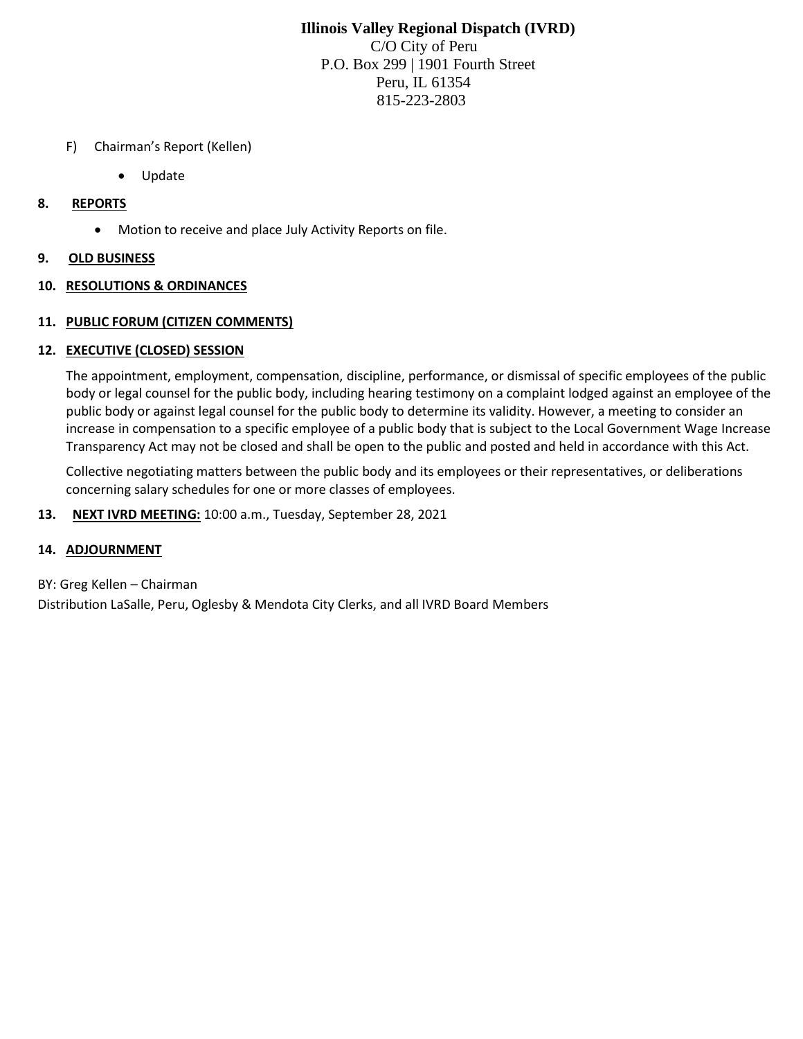**Illinois Valley Regional Dispatch (IVRD)**
C/O City of Peru
P.O. Box 299 | 1901 Fourth Street
Peru, IL 61354
815-223-2803

F) Chairman's Report (Kellen)

- Update

**8. REPORTS**

- Motion to receive and place July Activity Reports on file.

**9. OLD BUSINESS**

**10. RESOLUTIONS & ORDINANCES**

**11. PUBLIC FORUM (CITIZEN COMMENTS)**

**12. EXECUTIVE (CLOSED) SESSION**

The appointment, employment, compensation, discipline, performance, or dismissal of specific employees of the public body or legal counsel for the public body, including hearing testimony on a complaint lodged against an employee of the public body or against legal counsel for the public body to determine its validity. However, a meeting to consider an increase in compensation to a specific employee of a public body that is subject to the Local Government Wage Increase Transparency Act may not be closed and shall be open to the public and posted and held in accordance with this Act.

Collective negotiating matters between the public body and its employees or their representatives, or deliberations concerning salary schedules for one or more classes of employees.

**13. NEXT IVRD MEETING:** 10:00 a.m., Tuesday, September 28, 2021

**14. ADJOURNMENT**

BY: Greg Kellen – Chairman
Distribution LaSalle, Peru, Oglesby & Mendota City Clerks, and all IVRD Board Members